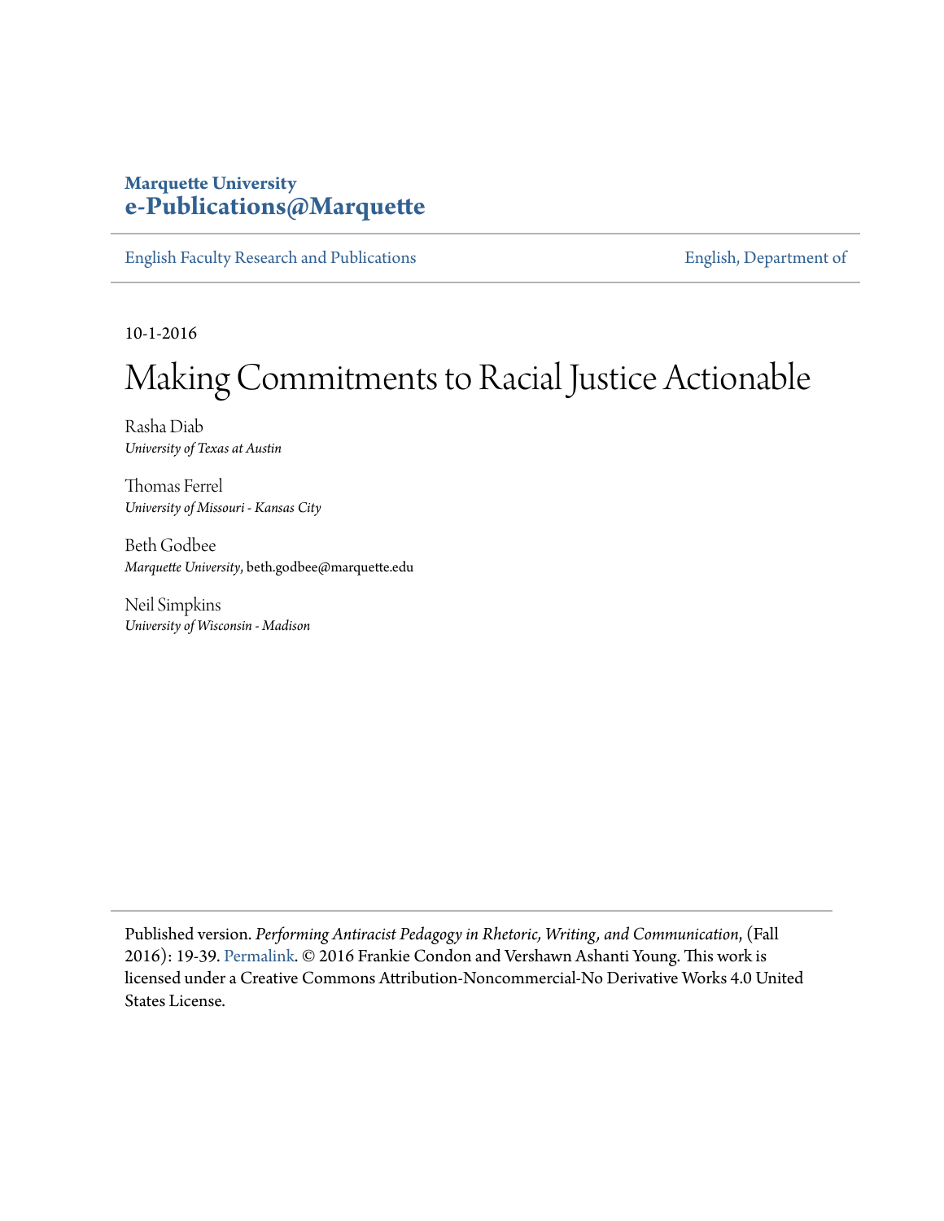**Marquette University**
**e-Publications@Marquette**

English Faculty Research and Publications | English, Department of

10-1-2016

# Making Commitments to Racial Justice Actionable

Rasha Diab
*University of Texas at Austin*

Thomas Ferrel
*University of Missouri - Kansas City*

Beth Godbee
*Marquette University*, beth.godbee@marquette.edu

Neil Simpkins
*University of Wisconsin - Madison*

Published version. *Performing Antiracist Pedagogy in Rhetoric, Writing, and Communication,* (Fall 2016): 19-39. Permalink. © 2016 Frankie Condon and Vershawn Ashanti Young. This work is licensed under a Creative Commons Attribution-Noncommercial-No Derivative Works 4.0 United States License.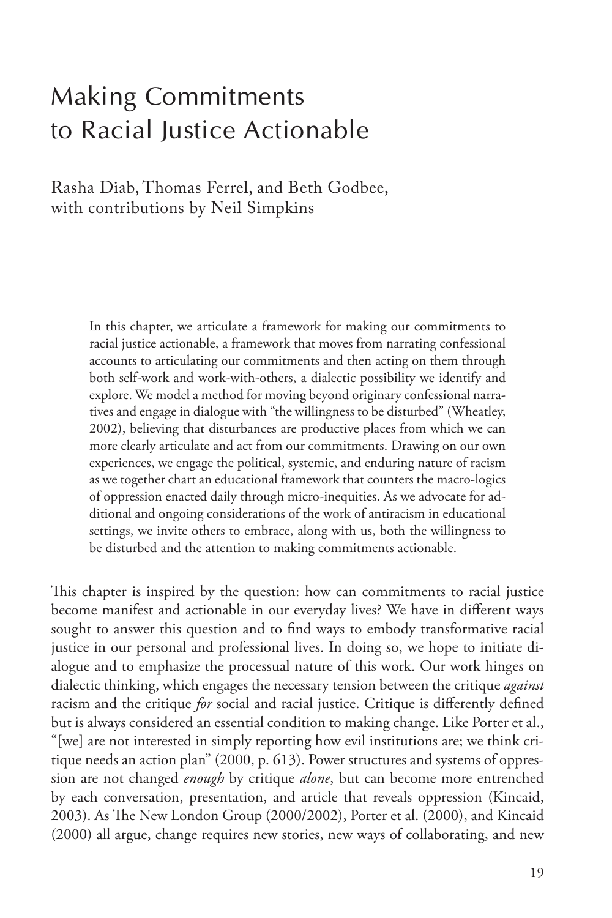# Making Commitments to Racial Justice Actionable

Rasha Diab, Thomas Ferrel, and Beth Godbee, with contributions by Neil Simpkins

> In this chapter, we articulate a framework for making our commitments to racial justice actionable, a framework that moves from narrating confessional accounts to articulating our commitments and then acting on them through both self-work and work-with-others, a dialectic possibility we identify and explore. We model a method for moving beyond originary confessional narratives and engage in dialogue with "the willingness to be disturbed" (Wheatley, 2002), believing that disturbances are productive places from which we can more clearly articulate and act from our commitments. Drawing on our own experiences, we engage the political, systemic, and enduring nature of racism as we together chart an educational framework that counters the macro-logics of oppression enacted daily through micro-inequities. As we advocate for additional and ongoing considerations of the work of antiracism in educational settings, we invite others to embrace, along with us, both the willingness to be disturbed and the attention to making commitments actionable.

This chapter is inspired by the question: how can commitments to racial justice become manifest and actionable in our everyday lives? We have in different ways sought to answer this question and to find ways to embody transformative racial justice in our personal and professional lives. In doing so, we hope to initiate dialogue and to emphasize the processual nature of this work. Our work hinges on dialectic thinking, which engages the necessary tension between the critique *against* racism and the critique *for* social and racial justice. Critique is differently defined but is always considered an essential condition to making change. Like Porter et al., "[we] are not interested in simply reporting how evil institutions are; we think critique needs an action plan" (2000, p. 613). Power structures and systems of oppression are not changed *enough* by critique *alone*, but can become more entrenched by each conversation, presentation, and article that reveals oppression (Kincaid, 2003). As The New London Group (2000/2002), Porter et al. (2000), and Kincaid (2000) all argue, change requires new stories, new ways of collaborating, and new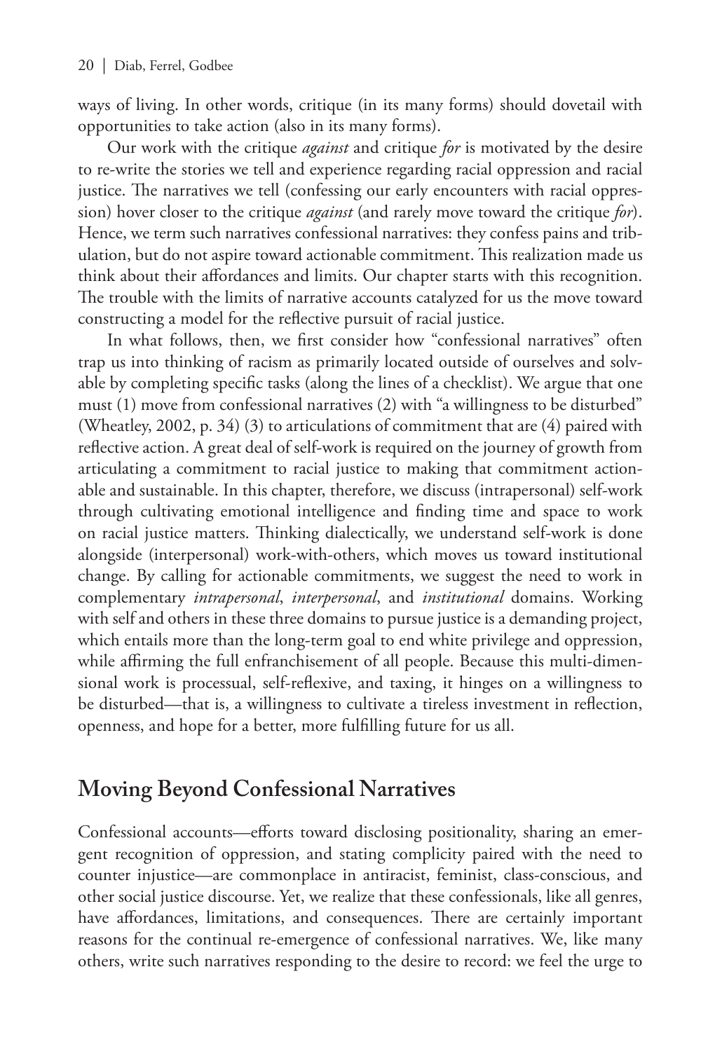ways of living. In other words, critique (in its many forms) should dovetail with opportunities to take action (also in its many forms).

Our work with the critique *against* and critique *for* is motivated by the desire to re-write the stories we tell and experience regarding racial oppression and racial justice. The narratives we tell (confessing our early encounters with racial oppression) hover closer to the critique *against* (and rarely move toward the critique *for*). Hence, we term such narratives confessional narratives: they confess pains and tribulation, but do not aspire toward actionable commitment. This realization made us think about their affordances and limits. Our chapter starts with this recognition. The trouble with the limits of narrative accounts catalyzed for us the move toward constructing a model for the reflective pursuit of racial justice.

In what follows, then, we first consider how "confessional narratives" often trap us into thinking of racism as primarily located outside of ourselves and solvable by completing specific tasks (along the lines of a checklist). We argue that one must (1) move from confessional narratives (2) with "a willingness to be disturbed" (Wheatley, 2002, p. 34) (3) to articulations of commitment that are (4) paired with reflective action. A great deal of self-work is required on the journey of growth from articulating a commitment to racial justice to making that commitment actionable and sustainable. In this chapter, therefore, we discuss (intrapersonal) self-work through cultivating emotional intelligence and finding time and space to work on racial justice matters. Thinking dialectically, we understand self-work is done alongside (interpersonal) work-with-others, which moves us toward institutional change. By calling for actionable commitments, we suggest the need to work in complementary *intrapersonal*, *interpersonal*, and *institutional* domains. Working with self and others in these three domains to pursue justice is a demanding project, which entails more than the long-term goal to end white privilege and oppression, while affirming the full enfranchisement of all people. Because this multi-dimensional work is processual, self-reflexive, and taxing, it hinges on a willingness to be disturbed—that is, a willingness to cultivate a tireless investment in reflection, openness, and hope for a better, more fulfilling future for us all.

## Moving Beyond Confessional Narratives

Confessional accounts—efforts toward disclosing positionality, sharing an emergent recognition of oppression, and stating complicity paired with the need to counter injustice—are commonplace in antiracist, feminist, class-conscious, and other social justice discourse. Yet, we realize that these confessionals, like all genres, have affordances, limitations, and consequences. There are certainly important reasons for the continual re-emergence of confessional narratives. We, like many others, write such narratives responding to the desire to record: we feel the urge to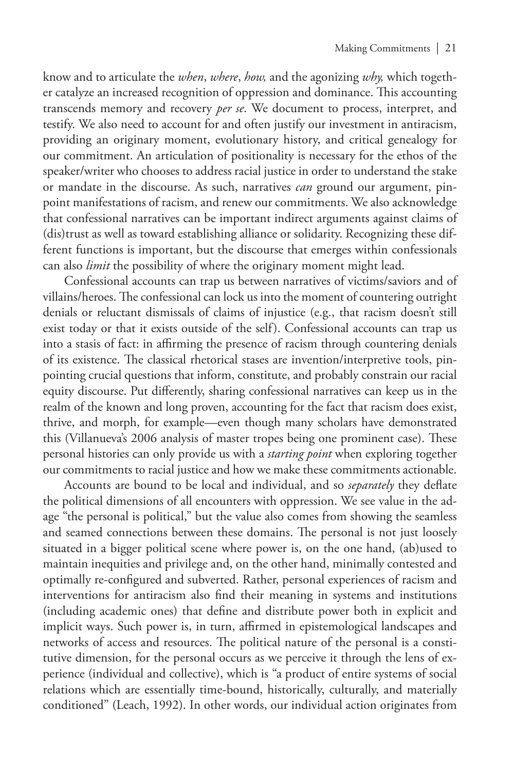know and to articulate the *when*, *where*, *how,* and the agonizing *why,* which together catalyze an increased recognition of oppression and dominance. This accounting transcends memory and recovery *per se*. We document to process, interpret, and testify. We also need to account for and often justify our investment in antiracism, providing an originary moment, evolutionary history, and critical genealogy for our commitment. An articulation of positionality is necessary for the ethos of the speaker/writer who chooses to address racial justice in order to understand the stake or mandate in the discourse. As such, narratives *can* ground our argument, pinpoint manifestations of racism, and renew our commitments. We also acknowledge that confessional narratives can be important indirect arguments against claims of (dis)trust as well as toward establishing alliance or solidarity. Recognizing these different functions is important, but the discourse that emerges within confessionals can also *limit* the possibility of where the originary moment might lead.

Confessional accounts can trap us between narratives of victims/saviors and of villains/heroes. The confessional can lock us into the moment of countering outright denials or reluctant dismissals of claims of injustice (e.g., that racism doesn't still exist today or that it exists outside of the self). Confessional accounts can trap us into a stasis of fact: in affirming the presence of racism through countering denials of its existence. The classical rhetorical stases are invention/interpretive tools, pinpointing crucial questions that inform, constitute, and probably constrain our racial equity discourse. Put differently, sharing confessional narratives can keep us in the realm of the known and long proven, accounting for the fact that racism does exist, thrive, and morph, for example—even though many scholars have demonstrated this (Villanueva's 2006 analysis of master tropes being one prominent case). These personal histories can only provide us with a *starting point* when exploring together our commitments to racial justice and how we make these commitments actionable.

Accounts are bound to be local and individual, and so *separately* they deflate the political dimensions of all encounters with oppression. We see value in the adage "the personal is political," but the value also comes from showing the seamless and seamed connections between these domains. The personal is not just loosely situated in a bigger political scene where power is, on the one hand, (ab)used to maintain inequities and privilege and, on the other hand, minimally contested and optimally re-configured and subverted. Rather, personal experiences of racism and interventions for antiracism also find their meaning in systems and institutions (including academic ones) that define and distribute power both in explicit and implicit ways. Such power is, in turn, affirmed in epistemological landscapes and networks of access and resources. The political nature of the personal is a constitutive dimension, for the personal occurs as we perceive it through the lens of experience (individual and collective), which is "a product of entire systems of social relations which are essentially time-bound, historically, culturally, and materially conditioned" (Leach, 1992). In other words, our individual action originates from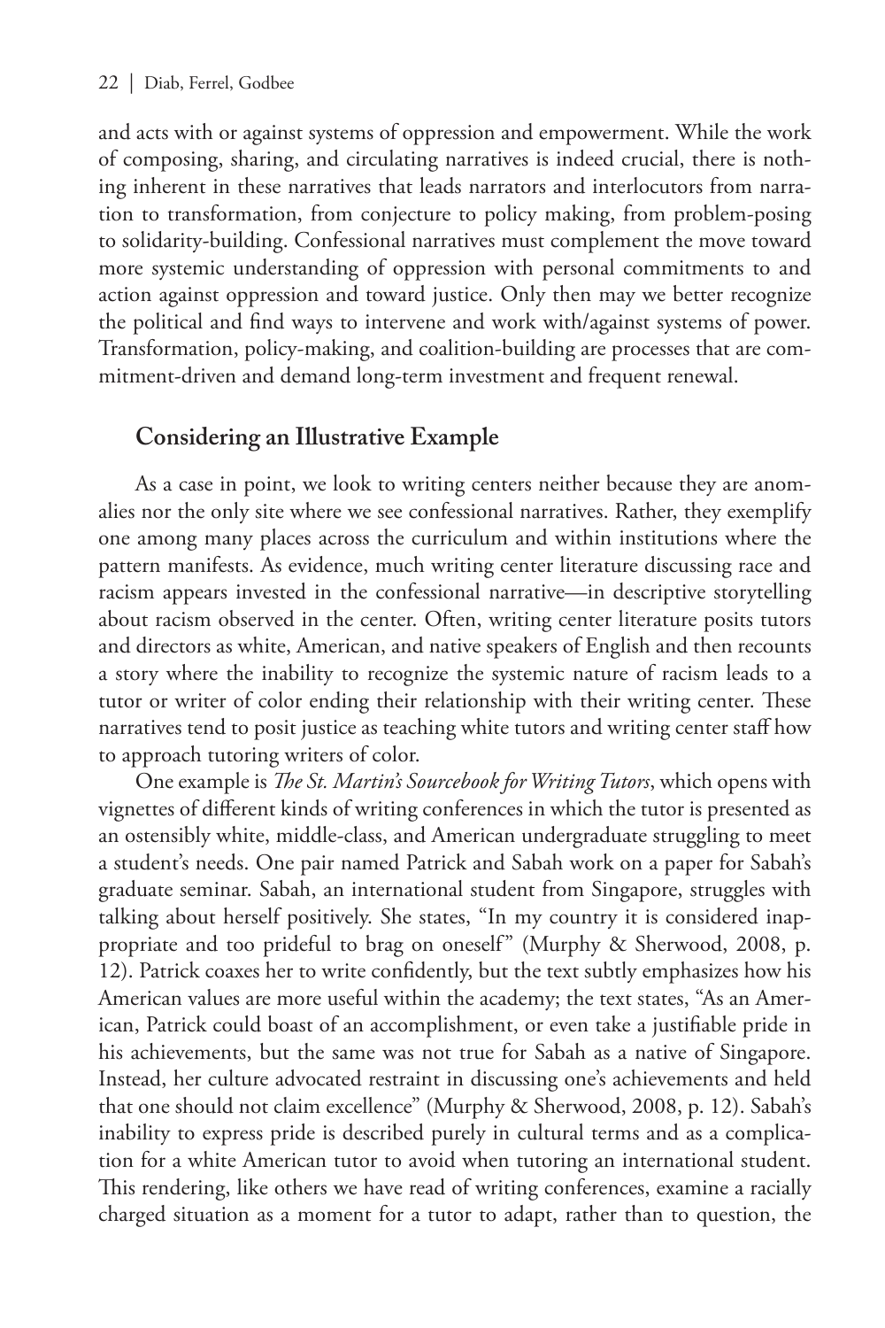and acts with or against systems of oppression and empowerment. While the work of composing, sharing, and circulating narratives is indeed crucial, there is nothing inherent in these narratives that leads narrators and interlocutors from narration to transformation, from conjecture to policy making, from problem-posing to solidarity-building. Confessional narratives must complement the move toward more systemic understanding of oppression with personal commitments to and action against oppression and toward justice. Only then may we better recognize the political and find ways to intervene and work with/against systems of power. Transformation, policy-making, and coalition-building are processes that are commitment-driven and demand long-term investment and frequent renewal.

## Considering an Illustrative Example

As a case in point, we look to writing centers neither because they are anomalies nor the only site where we see confessional narratives. Rather, they exemplify one among many places across the curriculum and within institutions where the pattern manifests. As evidence, much writing center literature discussing race and racism appears invested in the confessional narrative—in descriptive storytelling about racism observed in the center. Often, writing center literature posits tutors and directors as white, American, and native speakers of English and then recounts a story where the inability to recognize the systemic nature of racism leads to a tutor or writer of color ending their relationship with their writing center. These narratives tend to posit justice as teaching white tutors and writing center staff how to approach tutoring writers of color.

One example is *The St. Martin's Sourcebook for Writing Tutors*, which opens with vignettes of different kinds of writing conferences in which the tutor is presented as an ostensibly white, middle-class, and American undergraduate struggling to meet a student's needs. One pair named Patrick and Sabah work on a paper for Sabah's graduate seminar. Sabah, an international student from Singapore, struggles with talking about herself positively. She states, "In my country it is considered inappropriate and too prideful to brag on oneself" (Murphy & Sherwood, 2008, p. 12). Patrick coaxes her to write confidently, but the text subtly emphasizes how his American values are more useful within the academy; the text states, "As an American, Patrick could boast of an accomplishment, or even take a justifiable pride in his achievements, but the same was not true for Sabah as a native of Singapore. Instead, her culture advocated restraint in discussing one's achievements and held that one should not claim excellence" (Murphy & Sherwood, 2008, p. 12). Sabah's inability to express pride is described purely in cultural terms and as a complication for a white American tutor to avoid when tutoring an international student. This rendering, like others we have read of writing conferences, examine a racially charged situation as a moment for a tutor to adapt, rather than to question, the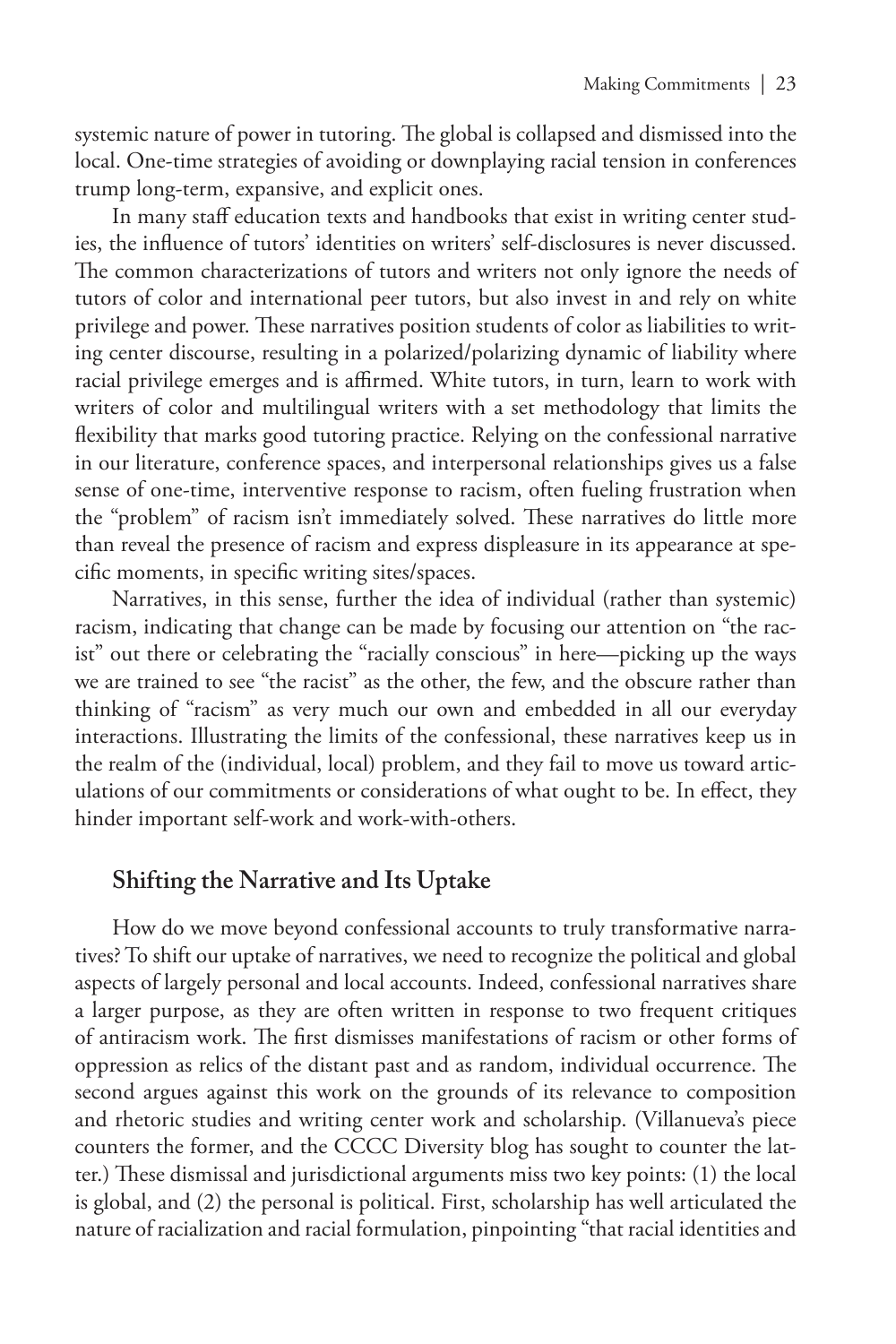systemic nature of power in tutoring. The global is collapsed and dismissed into the local. One-time strategies of avoiding or downplaying racial tension in conferences trump long-term, expansive, and explicit ones.

In many staff education texts and handbooks that exist in writing center studies, the influence of tutors' identities on writers' self-disclosures is never discussed. The common characterizations of tutors and writers not only ignore the needs of tutors of color and international peer tutors, but also invest in and rely on white privilege and power. These narratives position students of color as liabilities to writing center discourse, resulting in a polarized/polarizing dynamic of liability where racial privilege emerges and is affirmed. White tutors, in turn, learn to work with writers of color and multilingual writers with a set methodology that limits the flexibility that marks good tutoring practice. Relying on the confessional narrative in our literature, conference spaces, and interpersonal relationships gives us a false sense of one-time, interventive response to racism, often fueling frustration when the "problem" of racism isn't immediately solved. These narratives do little more than reveal the presence of racism and express displeasure in its appearance at specific moments, in specific writing sites/spaces.

Narratives, in this sense, further the idea of individual (rather than systemic) racism, indicating that change can be made by focusing our attention on "the racist" out there or celebrating the "racially conscious" in here—picking up the ways we are trained to see "the racist" as the other, the few, and the obscure rather than thinking of "racism" as very much our own and embedded in all our everyday interactions. Illustrating the limits of the confessional, these narratives keep us in the realm of the (individual, local) problem, and they fail to move us toward articulations of our commitments or considerations of what ought to be. In effect, they hinder important self-work and work-with-others.

## Shifting the Narrative and Its Uptake

How do we move beyond confessional accounts to truly transformative narratives? To shift our uptake of narratives, we need to recognize the political and global aspects of largely personal and local accounts. Indeed, confessional narratives share a larger purpose, as they are often written in response to two frequent critiques of antiracism work. The first dismisses manifestations of racism or other forms of oppression as relics of the distant past and as random, individual occurrence. The second argues against this work on the grounds of its relevance to composition and rhetoric studies and writing center work and scholarship. (Villanueva's piece counters the former, and the CCCC Diversity blog has sought to counter the latter.) These dismissal and jurisdictional arguments miss two key points: (1) the local is global, and (2) the personal is political. First, scholarship has well articulated the nature of racialization and racial formulation, pinpointing "that racial identities and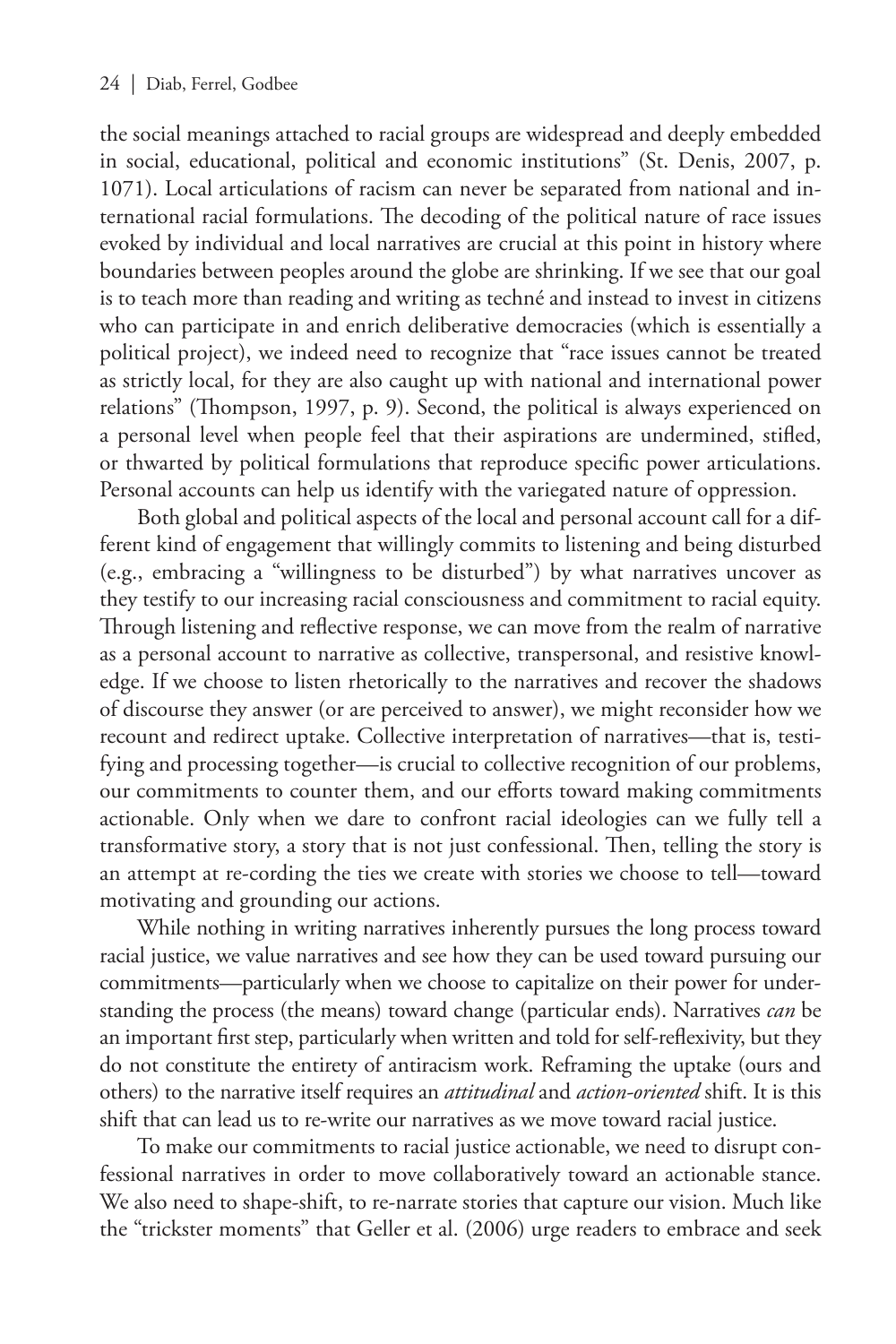the social meanings attached to racial groups are widespread and deeply embedded in social, educational, political and economic institutions" (St. Denis, 2007, p. 1071). Local articulations of racism can never be separated from national and international racial formulations. The decoding of the political nature of race issues evoked by individual and local narratives are crucial at this point in history where boundaries between peoples around the globe are shrinking. If we see that our goal is to teach more than reading and writing as techné and instead to invest in citizens who can participate in and enrich deliberative democracies (which is essentially a political project), we indeed need to recognize that "race issues cannot be treated as strictly local, for they are also caught up with national and international power relations" (Thompson, 1997, p. 9). Second, the political is always experienced on a personal level when people feel that their aspirations are undermined, stifled, or thwarted by political formulations that reproduce specific power articulations. Personal accounts can help us identify with the variegated nature of oppression.

Both global and political aspects of the local and personal account call for a different kind of engagement that willingly commits to listening and being disturbed (e.g., embracing a "willingness to be disturbed") by what narratives uncover as they testify to our increasing racial consciousness and commitment to racial equity. Through listening and reflective response, we can move from the realm of narrative as a personal account to narrative as collective, transpersonal, and resistive knowledge. If we choose to listen rhetorically to the narratives and recover the shadows of discourse they answer (or are perceived to answer), we might reconsider how we recount and redirect uptake. Collective interpretation of narratives—that is, testifying and processing together—is crucial to collective recognition of our problems, our commitments to counter them, and our efforts toward making commitments actionable. Only when we dare to confront racial ideologies can we fully tell a transformative story, a story that is not just confessional. Then, telling the story is an attempt at re-cording the ties we create with stories we choose to tell—toward motivating and grounding our actions.

While nothing in writing narratives inherently pursues the long process toward racial justice, we value narratives and see how they can be used toward pursuing our commitments—particularly when we choose to capitalize on their power for understanding the process (the means) toward change (particular ends). Narratives *can* be an important first step, particularly when written and told for self-reflexivity, but they do not constitute the entirety of antiracism work. Reframing the uptake (ours and others) to the narrative itself requires an *attitudinal* and *action-oriented* shift. It is this shift that can lead us to re-write our narratives as we move toward racial justice.

To make our commitments to racial justice actionable, we need to disrupt confessional narratives in order to move collaboratively toward an actionable stance. We also need to shape-shift, to re-narrate stories that capture our vision. Much like the "trickster moments" that Geller et al. (2006) urge readers to embrace and seek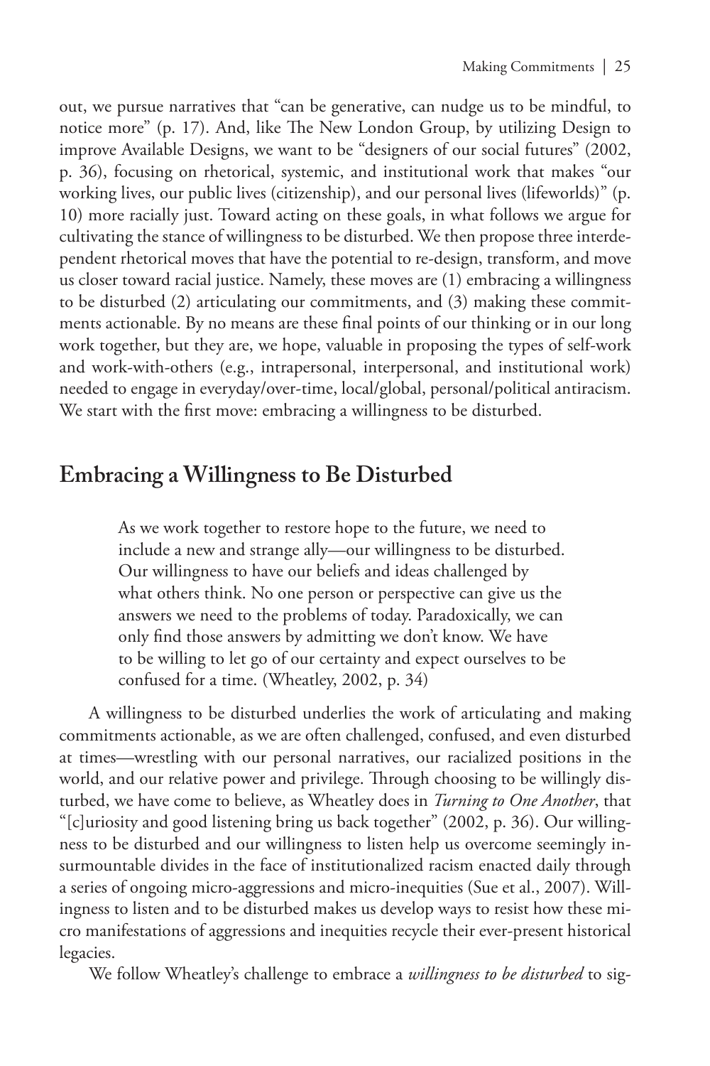out, we pursue narratives that "can be generative, can nudge us to be mindful, to notice more" (p. 17). And, like The New London Group, by utilizing Design to improve Available Designs, we want to be "designers of our social futures" (2002, p. 36), focusing on rhetorical, systemic, and institutional work that makes "our working lives, our public lives (citizenship), and our personal lives (lifeworlds)" (p. 10) more racially just. Toward acting on these goals, in what follows we argue for cultivating the stance of willingness to be disturbed. We then propose three interdependent rhetorical moves that have the potential to re-design, transform, and move us closer toward racial justice. Namely, these moves are (1) embracing a willingness to be disturbed (2) articulating our commitments, and (3) making these commitments actionable. By no means are these final points of our thinking or in our long work together, but they are, we hope, valuable in proposing the types of self-work and work-with-others (e.g., intrapersonal, interpersonal, and institutional work) needed to engage in everyday/over-time, local/global, personal/political antiracism. We start with the first move: embracing a willingness to be disturbed.

## Embracing a Willingness to Be Disturbed

> As we work together to restore hope to the future, we need to include a new and strange ally—our willingness to be disturbed. Our willingness to have our beliefs and ideas challenged by what others think. No one person or perspective can give us the answers we need to the problems of today. Paradoxically, we can only find those answers by admitting we don't know. We have to be willing to let go of our certainty and expect ourselves to be confused for a time. (Wheatley, 2002, p. 34)

A willingness to be disturbed underlies the work of articulating and making commitments actionable, as we are often challenged, confused, and even disturbed at times—wrestling with our personal narratives, our racialized positions in the world, and our relative power and privilege. Through choosing to be willingly disturbed, we have come to believe, as Wheatley does in *Turning to One Another*, that "[c]uriosity and good listening bring us back together" (2002, p. 36). Our willingness to be disturbed and our willingness to listen help us overcome seemingly insurmountable divides in the face of institutionalized racism enacted daily through a series of ongoing micro-aggressions and micro-inequities (Sue et al., 2007). Willingness to listen and to be disturbed makes us develop ways to resist how these micro manifestations of aggressions and inequities recycle their ever-present historical legacies.

We follow Wheatley's challenge to embrace a *willingness to be disturbed* to sig-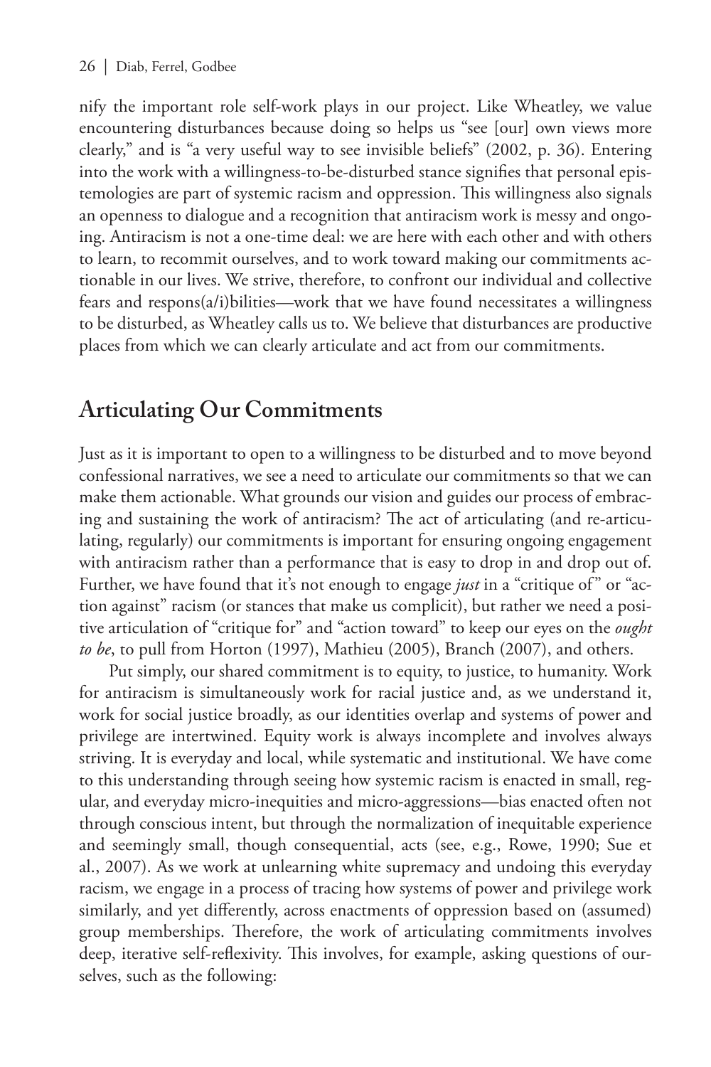nify the important role self-work plays in our project. Like Wheatley, we value encountering disturbances because doing so helps us "see [our] own views more clearly," and is "a very useful way to see invisible beliefs" (2002, p. 36). Entering into the work with a willingness-to-be-disturbed stance signifies that personal epistemologies are part of systemic racism and oppression. This willingness also signals an openness to dialogue and a recognition that antiracism work is messy and ongoing. Antiracism is not a one-time deal: we are here with each other and with others to learn, to recommit ourselves, and to work toward making our commitments actionable in our lives. We strive, therefore, to confront our individual and collective fears and respons(a/i)bilities—work that we have found necessitates a willingness to be disturbed, as Wheatley calls us to. We believe that disturbances are productive places from which we can clearly articulate and act from our commitments.

## Articulating Our Commitments

Just as it is important to open to a willingness to be disturbed and to move beyond confessional narratives, we see a need to articulate our commitments so that we can make them actionable. What grounds our vision and guides our process of embracing and sustaining the work of antiracism? The act of articulating (and re-articulating, regularly) our commitments is important for ensuring ongoing engagement with antiracism rather than a performance that is easy to drop in and drop out of. Further, we have found that it's not enough to engage *just* in a "critique of" or "action against" racism (or stances that make us complicit), but rather we need a positive articulation of "critique for" and "action toward" to keep our eyes on the *ought to be*, to pull from Horton (1997), Mathieu (2005), Branch (2007), and others.

Put simply, our shared commitment is to equity, to justice, to humanity. Work for antiracism is simultaneously work for racial justice and, as we understand it, work for social justice broadly, as our identities overlap and systems of power and privilege are intertwined. Equity work is always incomplete and involves always striving. It is everyday and local, while systematic and institutional. We have come to this understanding through seeing how systemic racism is enacted in small, regular, and everyday micro-inequities and micro-aggressions—bias enacted often not through conscious intent, but through the normalization of inequitable experience and seemingly small, though consequential, acts (see, e.g., Rowe, 1990; Sue et al., 2007). As we work at unlearning white supremacy and undoing this everyday racism, we engage in a process of tracing how systems of power and privilege work similarly, and yet differently, across enactments of oppression based on (assumed) group memberships. Therefore, the work of articulating commitments involves deep, iterative self-reflexivity. This involves, for example, asking questions of ourselves, such as the following: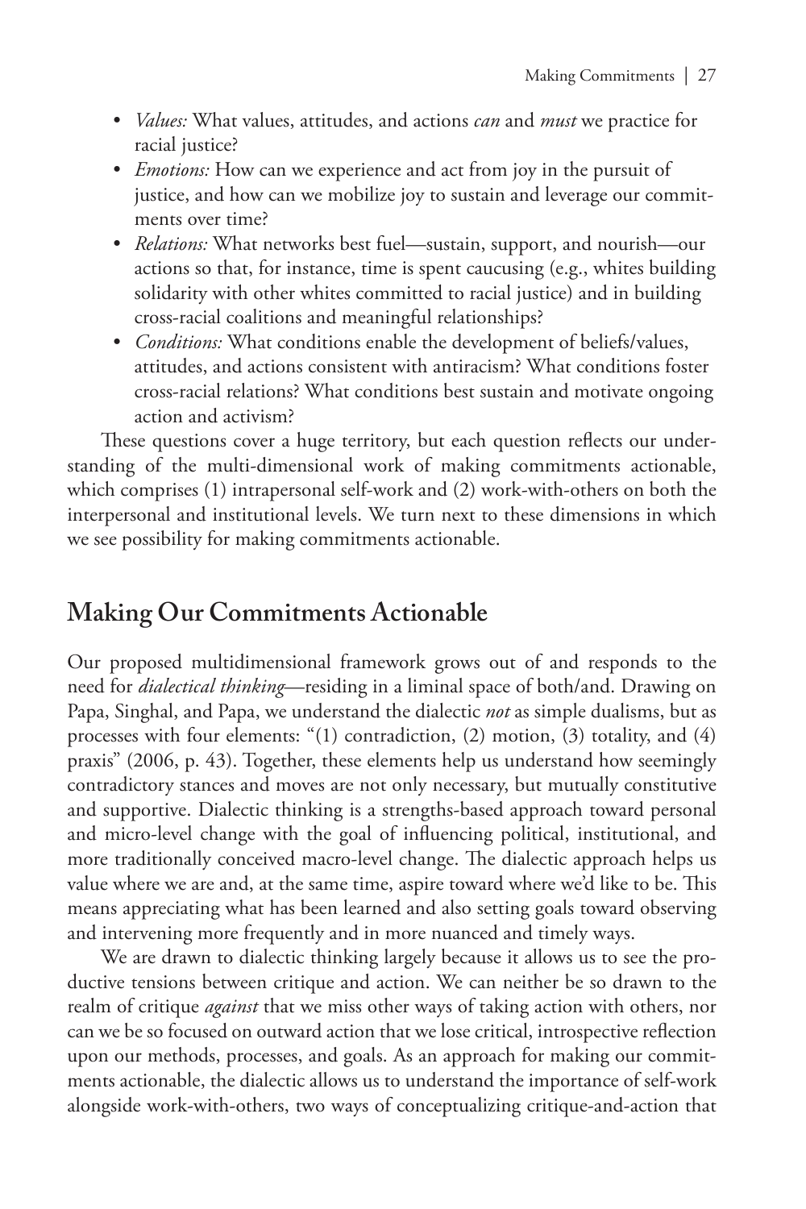- *Values:* What values, attitudes, and actions *can* and *must* we practice for racial justice?
- *Emotions:* How can we experience and act from joy in the pursuit of justice, and how can we mobilize joy to sustain and leverage our commitments over time?
- *Relations:* What networks best fuel—sustain, support, and nourish—our actions so that, for instance, time is spent caucusing (e.g., whites building solidarity with other whites committed to racial justice) and in building cross-racial coalitions and meaningful relationships?
- *Conditions:* What conditions enable the development of beliefs/values, attitudes, and actions consistent with antiracism? What conditions foster cross-racial relations? What conditions best sustain and motivate ongoing action and activism?

These questions cover a huge territory, but each question reflects our understanding of the multi-dimensional work of making commitments actionable, which comprises (1) intrapersonal self-work and (2) work-with-others on both the interpersonal and institutional levels. We turn next to these dimensions in which we see possibility for making commitments actionable.

## Making Our Commitments Actionable

Our proposed multidimensional framework grows out of and responds to the need for *dialectical thinking*—residing in a liminal space of both/and. Drawing on Papa, Singhal, and Papa, we understand the dialectic *not* as simple dualisms, but as processes with four elements: "(1) contradiction, (2) motion, (3) totality, and (4) praxis" (2006, p. 43). Together, these elements help us understand how seemingly contradictory stances and moves are not only necessary, but mutually constitutive and supportive. Dialectic thinking is a strengths-based approach toward personal and micro-level change with the goal of influencing political, institutional, and more traditionally conceived macro-level change. The dialectic approach helps us value where we are and, at the same time, aspire toward where we'd like to be. This means appreciating what has been learned and also setting goals toward observing and intervening more frequently and in more nuanced and timely ways.

We are drawn to dialectic thinking largely because it allows us to see the productive tensions between critique and action. We can neither be so drawn to the realm of critique *against* that we miss other ways of taking action with others, nor can we be so focused on outward action that we lose critical, introspective reflection upon our methods, processes, and goals. As an approach for making our commitments actionable, the dialectic allows us to understand the importance of self-work alongside work-with-others, two ways of conceptualizing critique-and-action that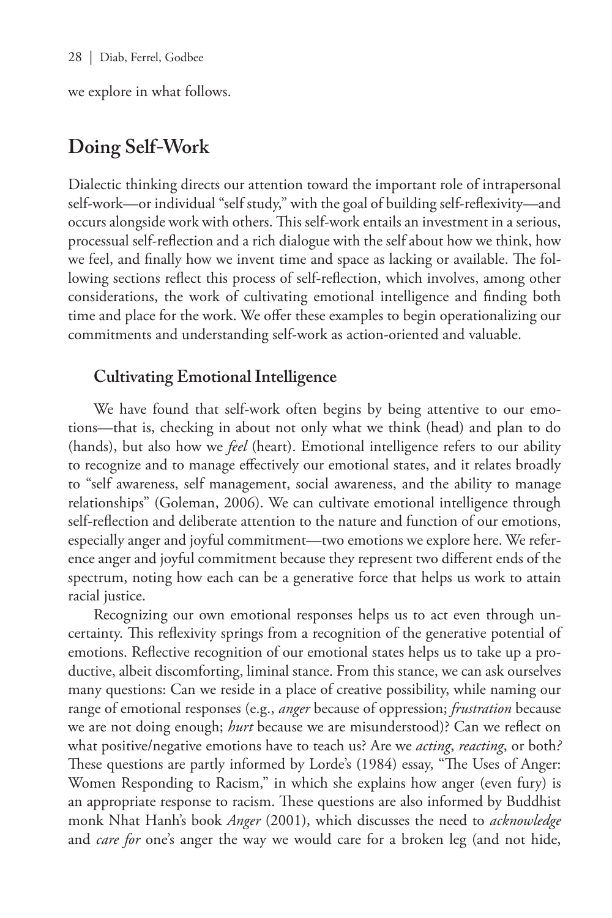we explore in what follows.

## Doing Self-Work

Dialectic thinking directs our attention toward the important role of intrapersonal self-work—or individual "self study," with the goal of building self-reflexivity—and occurs alongside work with others. This self-work entails an investment in a serious, processual self-reflection and a rich dialogue with the self about how we think, how we feel, and finally how we invent time and space as lacking or available. The following sections reflect this process of self-reflection, which involves, among other considerations, the work of cultivating emotional intelligence and finding both time and place for the work. We offer these examples to begin operationalizing our commitments and understanding self-work as action-oriented and valuable.

### Cultivating Emotional Intelligence

We have found that self-work often begins by being attentive to our emotions—that is, checking in about not only what we think (head) and plan to do (hands), but also how we *feel* (heart). Emotional intelligence refers to our ability to recognize and to manage effectively our emotional states, and it relates broadly to "self awareness, self management, social awareness, and the ability to manage relationships" (Goleman, 2006). We can cultivate emotional intelligence through self-reflection and deliberate attention to the nature and function of our emotions, especially anger and joyful commitment—two emotions we explore here. We reference anger and joyful commitment because they represent two different ends of the spectrum, noting how each can be a generative force that helps us work to attain racial justice.

Recognizing our own emotional responses helps us to act even through uncertainty. This reflexivity springs from a recognition of the generative potential of emotions. Reflective recognition of our emotional states helps us to take up a productive, albeit discomforting, liminal stance. From this stance, we can ask ourselves many questions: Can we reside in a place of creative possibility, while naming our range of emotional responses (e.g., *anger* because of oppression; *frustration* because we are not doing enough; *hurt* because we are misunderstood)? Can we reflect on what positive/negative emotions have to teach us? Are we *acting*, *reacting*, or both? These questions are partly informed by Lorde's (1984) essay, "The Uses of Anger: Women Responding to Racism," in which she explains how anger (even fury) is an appropriate response to racism. These questions are also informed by Buddhist monk Nhat Hanh's book *Anger* (2001), which discusses the need to *acknowledge* and *care for* one's anger the way we would care for a broken leg (and not hide,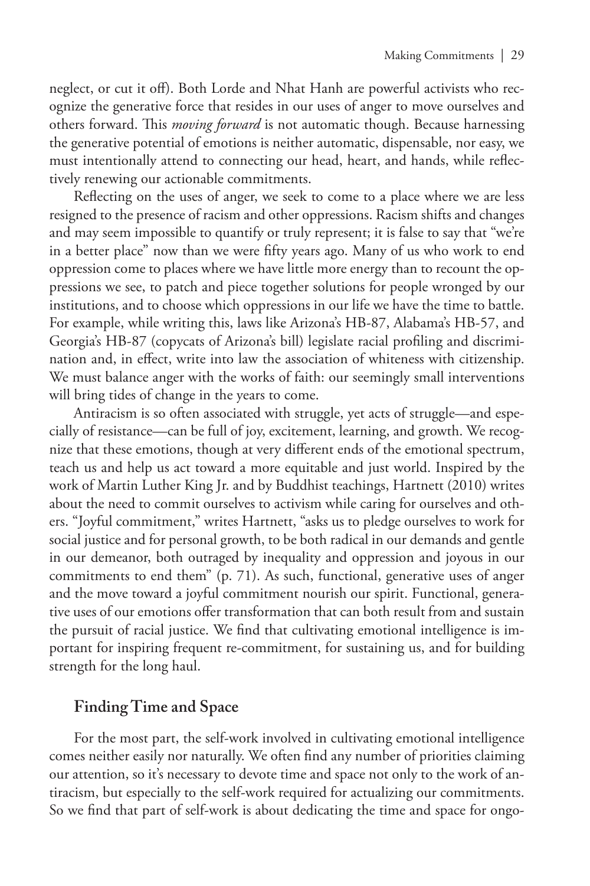neglect, or cut it off). Both Lorde and Nhat Hanh are powerful activists who recognize the generative force that resides in our uses of anger to move ourselves and others forward. This *moving forward* is not automatic though. Because harnessing the generative potential of emotions is neither automatic, dispensable, nor easy, we must intentionally attend to connecting our head, heart, and hands, while reflectively renewing our actionable commitments.

Reflecting on the uses of anger, we seek to come to a place where we are less resigned to the presence of racism and other oppressions. Racism shifts and changes and may seem impossible to quantify or truly represent; it is false to say that "we're in a better place" now than we were fifty years ago. Many of us who work to end oppression come to places where we have little more energy than to recount the oppressions we see, to patch and piece together solutions for people wronged by our institutions, and to choose which oppressions in our life we have the time to battle. For example, while writing this, laws like Arizona's HB-87, Alabama's HB-57, and Georgia's HB-87 (copycats of Arizona's bill) legislate racial profiling and discrimination and, in effect, write into law the association of whiteness with citizenship. We must balance anger with the works of faith: our seemingly small interventions will bring tides of change in the years to come.

Antiracism is so often associated with struggle, yet acts of struggle—and especially of resistance—can be full of joy, excitement, learning, and growth. We recognize that these emotions, though at very different ends of the emotional spectrum, teach us and help us act toward a more equitable and just world. Inspired by the work of Martin Luther King Jr. and by Buddhist teachings, Hartnett (2010) writes about the need to commit ourselves to activism while caring for ourselves and others. "Joyful commitment," writes Hartnett, "asks us to pledge ourselves to work for social justice and for personal growth, to be both radical in our demands and gentle in our demeanor, both outraged by inequality and oppression and joyous in our commitments to end them" (p. 71). As such, functional, generative uses of anger and the move toward a joyful commitment nourish our spirit. Functional, generative uses of our emotions offer transformation that can both result from and sustain the pursuit of racial justice. We find that cultivating emotional intelligence is important for inspiring frequent re-commitment, for sustaining us, and for building strength for the long haul.

## Finding Time and Space

For the most part, the self-work involved in cultivating emotional intelligence comes neither easily nor naturally. We often find any number of priorities claiming our attention, so it's necessary to devote time and space not only to the work of antiracism, but especially to the self-work required for actualizing our commitments. So we find that part of self-work is about dedicating the time and space for ongo-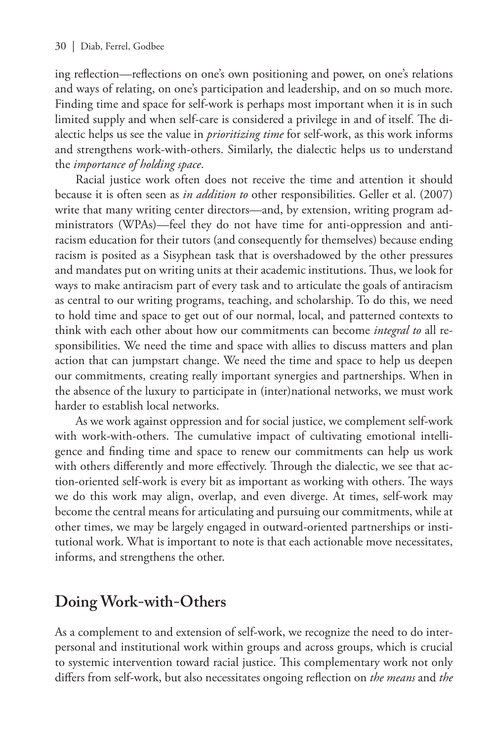ing reflection—reflections on one's own positioning and power, on one's relations and ways of relating, on one's participation and leadership, and on so much more. Finding time and space for self-work is perhaps most important when it is in such limited supply and when self-care is considered a privilege in and of itself. The dialectic helps us see the value in *prioritizing time* for self-work, as this work informs and strengthens work-with-others. Similarly, the dialectic helps us to understand the *importance of holding space*.

Racial justice work often does not receive the time and attention it should because it is often seen as *in addition to* other responsibilities. Geller et al. (2007) write that many writing center directors—and, by extension, writing program administrators (WPAs)—feel they do not have time for anti-oppression and antiracism education for their tutors (and consequently for themselves) because ending racism is posited as a Sisyphean task that is overshadowed by the other pressures and mandates put on writing units at their academic institutions. Thus, we look for ways to make antiracism part of every task and to articulate the goals of antiracism as central to our writing programs, teaching, and scholarship. To do this, we need to hold time and space to get out of our normal, local, and patterned contexts to think with each other about how our commitments can become *integral to* all responsibilities. We need the time and space with allies to discuss matters and plan action that can jumpstart change. We need the time and space to help us deepen our commitments, creating really important synergies and partnerships. When in the absence of the luxury to participate in (inter)national networks, we must work harder to establish local networks.

As we work against oppression and for social justice, we complement self-work with work-with-others. The cumulative impact of cultivating emotional intelligence and finding time and space to renew our commitments can help us work with others differently and more effectively. Through the dialectic, we see that action-oriented self-work is every bit as important as working with others. The ways we do this work may align, overlap, and even diverge. At times, self-work may become the central means for articulating and pursuing our commitments, while at other times, we may be largely engaged in outward-oriented partnerships or institutional work. What is important to note is that each actionable move necessitates, informs, and strengthens the other.

## Doing Work-with-Others

As a complement to and extension of self-work, we recognize the need to do interpersonal and institutional work within groups and across groups, which is crucial to systemic intervention toward racial justice. This complementary work not only differs from self-work, but also necessitates ongoing reflection on *the means* and *the*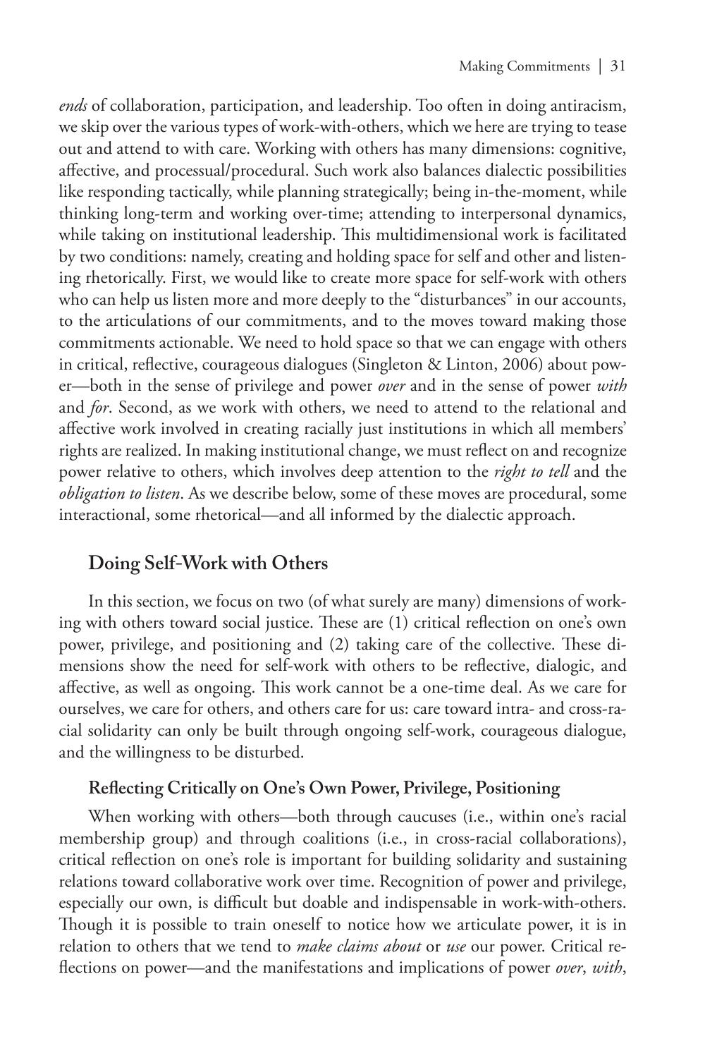*ends* of collaboration, participation, and leadership. Too often in doing antiracism, we skip over the various types of work-with-others, which we here are trying to tease out and attend to with care. Working with others has many dimensions: cognitive, affective, and processual/procedural. Such work also balances dialectic possibilities like responding tactically, while planning strategically; being in-the-moment, while thinking long-term and working over-time; attending to interpersonal dynamics, while taking on institutional leadership. This multidimensional work is facilitated by two conditions: namely, creating and holding space for self and other and listening rhetorically. First, we would like to create more space for self-work with others who can help us listen more and more deeply to the "disturbances" in our accounts, to the articulations of our commitments, and to the moves toward making those commitments actionable. We need to hold space so that we can engage with others in critical, reflective, courageous dialogues (Singleton & Linton, 2006) about power—both in the sense of privilege and power *over* and in the sense of power *with* and *for*. Second, as we work with others, we need to attend to the relational and affective work involved in creating racially just institutions in which all members' rights are realized. In making institutional change, we must reflect on and recognize power relative to others, which involves deep attention to the *right to tell* and the *obligation to listen*. As we describe below, some of these moves are procedural, some interactional, some rhetorical—and all informed by the dialectic approach.

## Doing Self-Work with Others

In this section, we focus on two (of what surely are many) dimensions of working with others toward social justice. These are (1) critical reflection on one's own power, privilege, and positioning and (2) taking care of the collective. These dimensions show the need for self-work with others to be reflective, dialogic, and affective, as well as ongoing. This work cannot be a one-time deal. As we care for ourselves, we care for others, and others care for us: care toward intra- and cross-racial solidarity can only be built through ongoing self-work, courageous dialogue, and the willingness to be disturbed.

### Reflecting Critically on One's Own Power, Privilege, Positioning

When working with others—both through caucuses (i.e., within one's racial membership group) and through coalitions (i.e., in cross-racial collaborations), critical reflection on one's role is important for building solidarity and sustaining relations toward collaborative work over time. Recognition of power and privilege, especially our own, is difficult but doable and indispensable in work-with-others. Though it is possible to train oneself to notice how we articulate power, it is in relation to others that we tend to *make claims about* or *use* our power. Critical reflections on power—and the manifestations and implications of power *over*, *with*,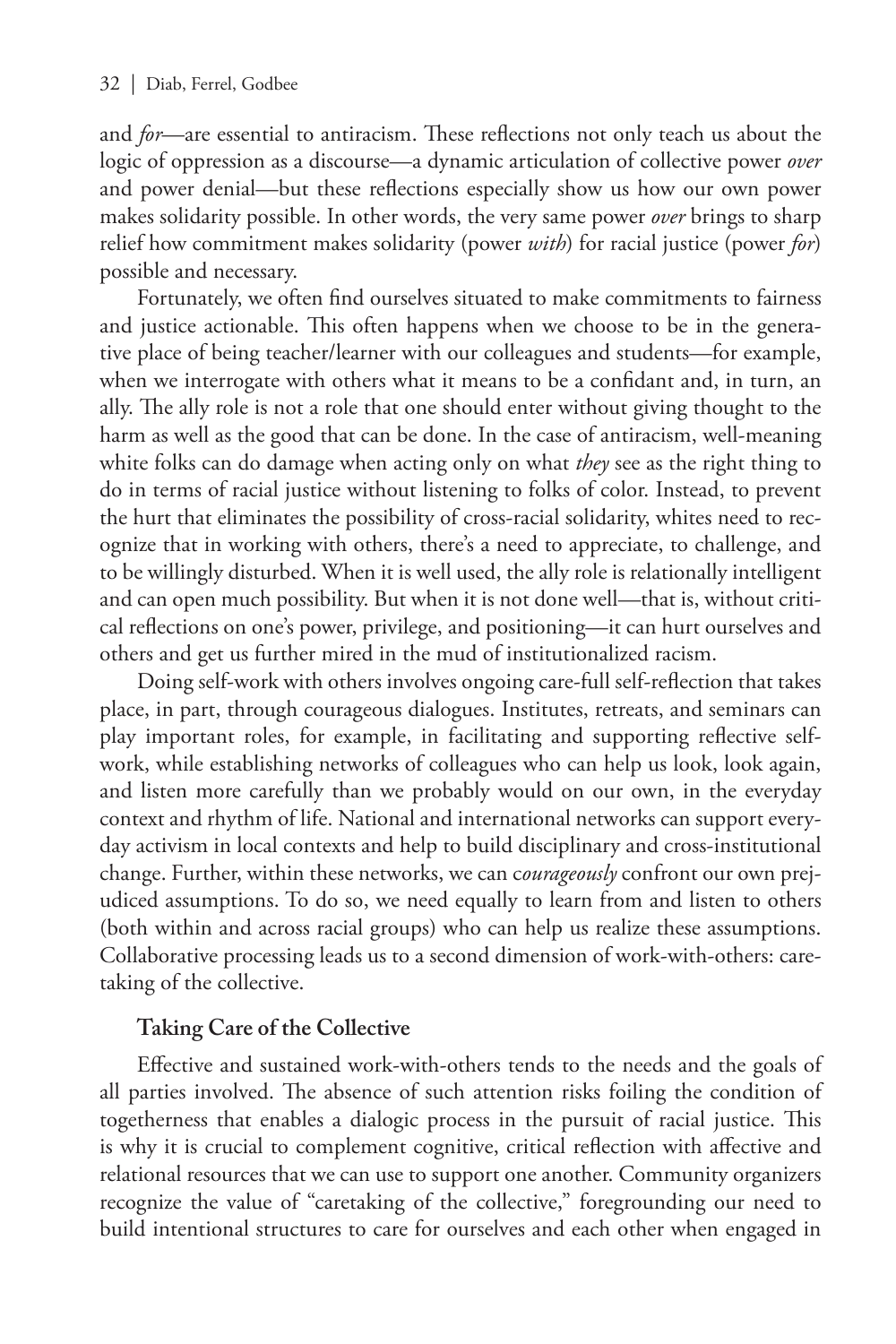and *for*—are essential to antiracism. These reflections not only teach us about the logic of oppression as a discourse—a dynamic articulation of collective power *over* and power denial—but these reflections especially show us how our own power makes solidarity possible. In other words, the very same power *over* brings to sharp relief how commitment makes solidarity (power *with*) for racial justice (power *for*) possible and necessary.

Fortunately, we often find ourselves situated to make commitments to fairness and justice actionable. This often happens when we choose to be in the generative place of being teacher/learner with our colleagues and students—for example, when we interrogate with others what it means to be a confidant and, in turn, an ally. The ally role is not a role that one should enter without giving thought to the harm as well as the good that can be done. In the case of antiracism, well-meaning white folks can do damage when acting only on what *they* see as the right thing to do in terms of racial justice without listening to folks of color. Instead, to prevent the hurt that eliminates the possibility of cross-racial solidarity, whites need to recognize that in working with others, there's a need to appreciate, to challenge, and to be willingly disturbed. When it is well used, the ally role is relationally intelligent and can open much possibility. But when it is not done well—that is, without critical reflections on one's power, privilege, and positioning—it can hurt ourselves and others and get us further mired in the mud of institutionalized racism.

Doing self-work with others involves ongoing care-full self-reflection that takes place, in part, through courageous dialogues. Institutes, retreats, and seminars can play important roles, for example, in facilitating and supporting reflective self-work, while establishing networks of colleagues who can help us look, look again, and listen more carefully than we probably would on our own, in the everyday context and rhythm of life. National and international networks can support everyday activism in local contexts and help to build disciplinary and cross-institutional change. Further, within these networks, we can c*ourageously* confront our own prejudiced assumptions. To do so, we need equally to learn from and listen to others (both within and across racial groups) who can help us realize these assumptions. Collaborative processing leads us to a second dimension of work-with-others: caretaking of the collective.

### Taking Care of the Collective

Effective and sustained work-with-others tends to the needs and the goals of all parties involved. The absence of such attention risks foiling the condition of togetherness that enables a dialogic process in the pursuit of racial justice. This is why it is crucial to complement cognitive, critical reflection with affective and relational resources that we can use to support one another. Community organizers recognize the value of "caretaking of the collective," foregrounding our need to build intentional structures to care for ourselves and each other when engaged in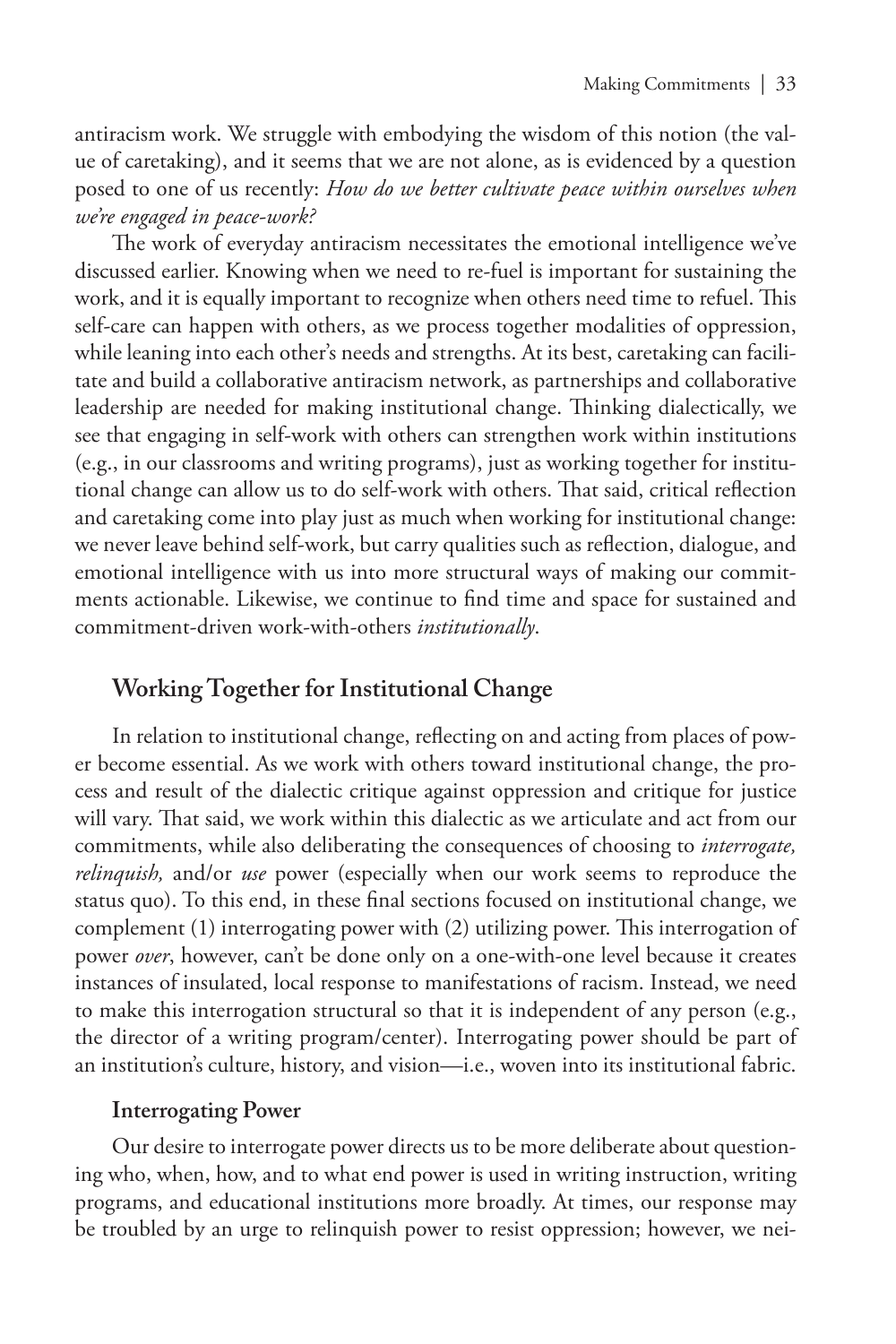antiracism work. We struggle with embodying the wisdom of this notion (the value of caretaking), and it seems that we are not alone, as is evidenced by a question posed to one of us recently: *How do we better cultivate peace within ourselves when we're engaged in peace-work?*

The work of everyday antiracism necessitates the emotional intelligence we've discussed earlier. Knowing when we need to re-fuel is important for sustaining the work, and it is equally important to recognize when others need time to refuel. This self-care can happen with others, as we process together modalities of oppression, while leaning into each other's needs and strengths. At its best, caretaking can facilitate and build a collaborative antiracism network, as partnerships and collaborative leadership are needed for making institutional change. Thinking dialectically, we see that engaging in self-work with others can strengthen work within institutions (e.g., in our classrooms and writing programs), just as working together for institutional change can allow us to do self-work with others. That said, critical reflection and caretaking come into play just as much when working for institutional change: we never leave behind self-work, but carry qualities such as reflection, dialogue, and emotional intelligence with us into more structural ways of making our commitments actionable. Likewise, we continue to find time and space for sustained and commitment-driven work-with-others *institutionally*.

## Working Together for Institutional Change

In relation to institutional change, reflecting on and acting from places of power become essential. As we work with others toward institutional change, the process and result of the dialectic critique against oppression and critique for justice will vary. That said, we work within this dialectic as we articulate and act from our commitments, while also deliberating the consequences of choosing to *interrogate, relinquish,* and/or *use* power (especially when our work seems to reproduce the status quo). To this end, in these final sections focused on institutional change, we complement (1) interrogating power with (2) utilizing power. This interrogation of power *over*, however, can't be done only on a one-with-one level because it creates instances of insulated, local response to manifestations of racism. Instead, we need to make this interrogation structural so that it is independent of any person (e.g., the director of a writing program/center). Interrogating power should be part of an institution's culture, history, and vision—i.e., woven into its institutional fabric.

### Interrogating Power

Our desire to interrogate power directs us to be more deliberate about questioning who, when, how, and to what end power is used in writing instruction, writing programs, and educational institutions more broadly. At times, our response may be troubled by an urge to relinquish power to resist oppression; however, we nei-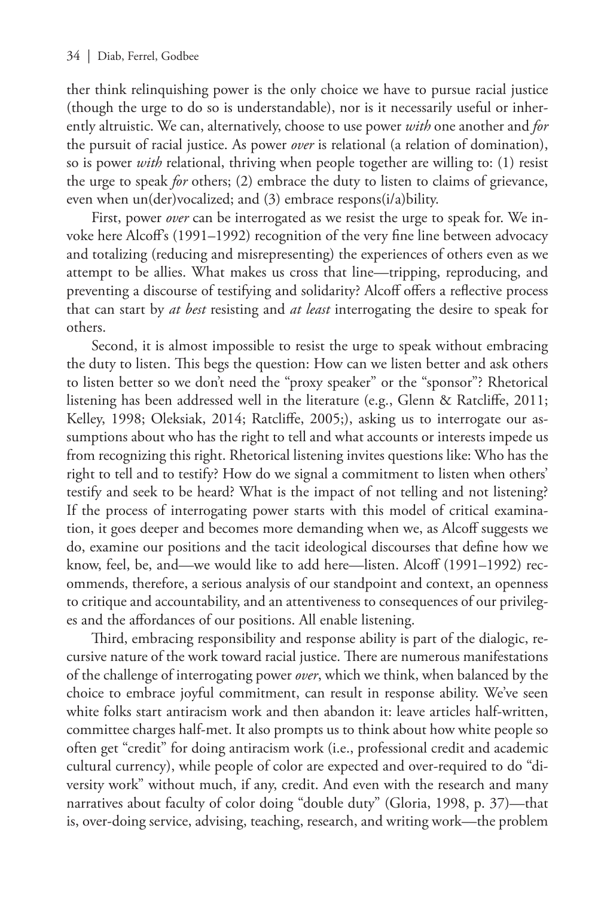ther think relinquishing power is the only choice we have to pursue racial justice (though the urge to do so is understandable), nor is it necessarily useful or inherently altruistic. We can, alternatively, choose to use power *with* one another and *for* the pursuit of racial justice. As power *over* is relational (a relation of domination), so is power *with* relational, thriving when people together are willing to: (1) resist the urge to speak *for* others; (2) embrace the duty to listen to claims of grievance, even when un(der)vocalized; and (3) embrace respons(i/a)bility.

First, power *over* can be interrogated as we resist the urge to speak for. We invoke here Alcoff's (1991–1992) recognition of the very fine line between advocacy and totalizing (reducing and misrepresenting) the experiences of others even as we attempt to be allies. What makes us cross that line—tripping, reproducing, and preventing a discourse of testifying and solidarity? Alcoff offers a reflective process that can start by *at best* resisting and *at least* interrogating the desire to speak for others.

Second, it is almost impossible to resist the urge to speak without embracing the duty to listen. This begs the question: How can we listen better and ask others to listen better so we don't need the "proxy speaker" or the "sponsor"? Rhetorical listening has been addressed well in the literature (e.g., Glenn & Ratcliffe, 2011; Kelley, 1998; Oleksiak, 2014; Ratcliffe, 2005;), asking us to interrogate our assumptions about who has the right to tell and what accounts or interests impede us from recognizing this right. Rhetorical listening invites questions like: Who has the right to tell and to testify? How do we signal a commitment to listen when others' testify and seek to be heard? What is the impact of not telling and not listening? If the process of interrogating power starts with this model of critical examination, it goes deeper and becomes more demanding when we, as Alcoff suggests we do, examine our positions and the tacit ideological discourses that define how we know, feel, be, and—we would like to add here—listen. Alcoff (1991–1992) recommends, therefore, a serious analysis of our standpoint and context, an openness to critique and accountability, and an attentiveness to consequences of our privileges and the affordances of our positions. All enable listening.

Third, embracing responsibility and response ability is part of the dialogic, recursive nature of the work toward racial justice. There are numerous manifestations of the challenge of interrogating power *over*, which we think, when balanced by the choice to embrace joyful commitment, can result in response ability. We've seen white folks start antiracism work and then abandon it: leave articles half-written, committee charges half-met. It also prompts us to think about how white people so often get "credit" for doing antiracism work (i.e., professional credit and academic cultural currency), while people of color are expected and over-required to do "diversity work" without much, if any, credit. And even with the research and many narratives about faculty of color doing "double duty" (Gloria, 1998, p. 37)—that is, over-doing service, advising, teaching, research, and writing work—the problem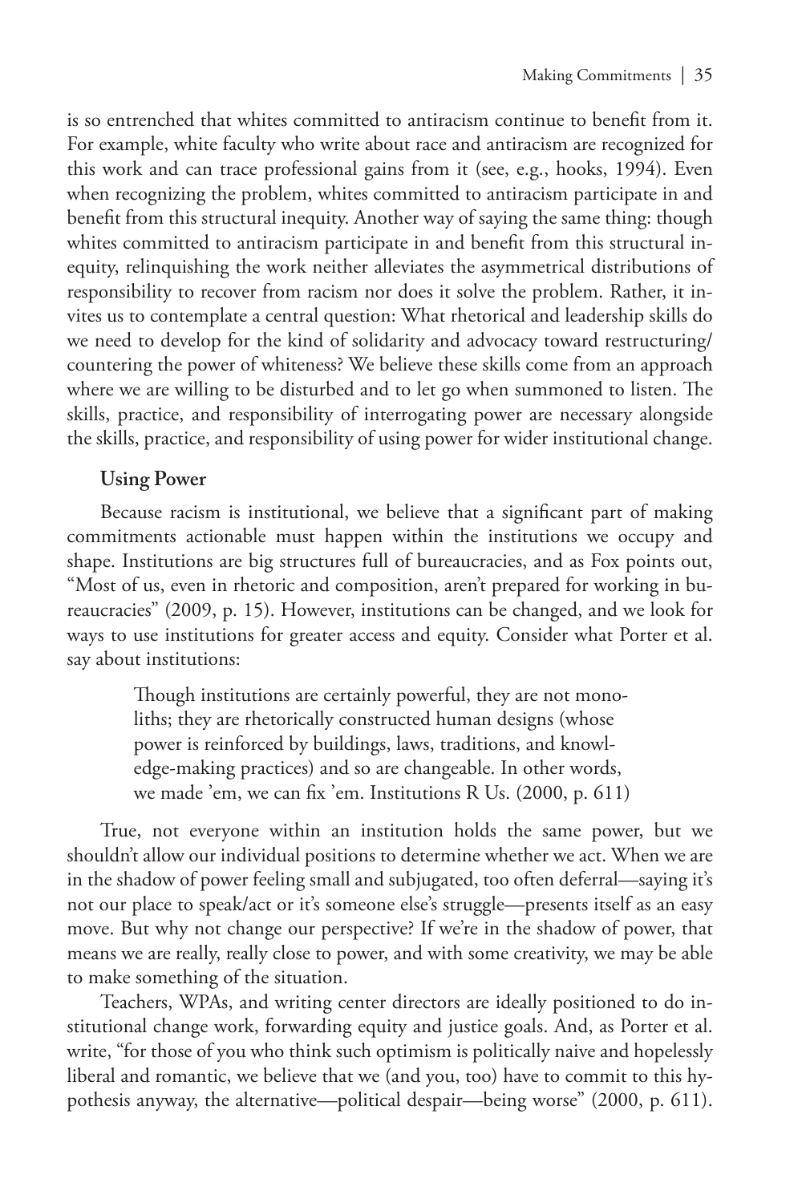is so entrenched that whites committed to antiracism continue to benefit from it. For example, white faculty who write about race and antiracism are recognized for this work and can trace professional gains from it (see, e.g., hooks, 1994). Even when recognizing the problem, whites committed to antiracism participate in and benefit from this structural inequity. Another way of saying the same thing: though whites committed to antiracism participate in and benefit from this structural inequity, relinquishing the work neither alleviates the asymmetrical distributions of responsibility to recover from racism nor does it solve the problem. Rather, it invites us to contemplate a central question: What rhetorical and leadership skills do we need to develop for the kind of solidarity and advocacy toward restructuring/countering the power of whiteness? We believe these skills come from an approach where we are willing to be disturbed and to let go when summoned to listen. The skills, practice, and responsibility of interrogating power are necessary alongside the skills, practice, and responsibility of using power for wider institutional change.

### Using Power

Because racism is institutional, we believe that a significant part of making commitments actionable must happen within the institutions we occupy and shape. Institutions are big structures full of bureaucracies, and as Fox points out, "Most of us, even in rhetoric and composition, aren't prepared for working in bureaucracies" (2009, p. 15). However, institutions can be changed, and we look for ways to use institutions for greater access and equity. Consider what Porter et al. say about institutions:

> Though institutions are certainly powerful, they are not monoliths; they are rhetorically constructed human designs (whose power is reinforced by buildings, laws, traditions, and knowledge-making practices) and so are changeable. In other words, we made 'em, we can fix 'em. Institutions R Us. (2000, p. 611)

True, not everyone within an institution holds the same power, but we shouldn't allow our individual positions to determine whether we act. When we are in the shadow of power feeling small and subjugated, too often deferral—saying it's not our place to speak/act or it's someone else's struggle—presents itself as an easy move. But why not change our perspective? If we're in the shadow of power, that means we are really, really close to power, and with some creativity, we may be able to make something of the situation.

Teachers, WPAs, and writing center directors are ideally positioned to do institutional change work, forwarding equity and justice goals. And, as Porter et al. write, "for those of you who think such optimism is politically naive and hopelessly liberal and romantic, we believe that we (and you, too) have to commit to this hypothesis anyway, the alternative—political despair—being worse" (2000, p. 611).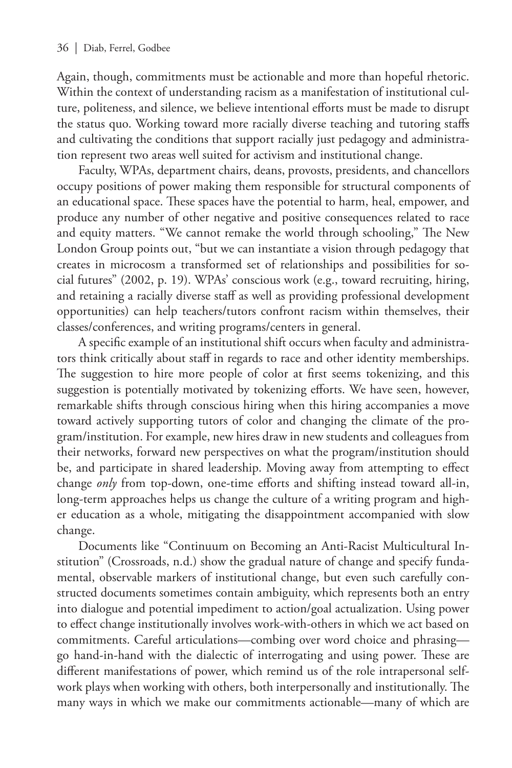Again, though, commitments must be actionable and more than hopeful rhetoric. Within the context of understanding racism as a manifestation of institutional culture, politeness, and silence, we believe intentional efforts must be made to disrupt the status quo. Working toward more racially diverse teaching and tutoring staffs and cultivating the conditions that support racially just pedagogy and administration represent two areas well suited for activism and institutional change.

Faculty, WPAs, department chairs, deans, provosts, presidents, and chancellors occupy positions of power making them responsible for structural components of an educational space. These spaces have the potential to harm, heal, empower, and produce any number of other negative and positive consequences related to race and equity matters. "We cannot remake the world through schooling," The New London Group points out, "but we can instantiate a vision through pedagogy that creates in microcosm a transformed set of relationships and possibilities for social futures" (2002, p. 19). WPAs' conscious work (e.g., toward recruiting, hiring, and retaining a racially diverse staff as well as providing professional development opportunities) can help teachers/tutors confront racism within themselves, their classes/conferences, and writing programs/centers in general.

A specific example of an institutional shift occurs when faculty and administrators think critically about staff in regards to race and other identity memberships. The suggestion to hire more people of color at first seems tokenizing, and this suggestion is potentially motivated by tokenizing efforts. We have seen, however, remarkable shifts through conscious hiring when this hiring accompanies a move toward actively supporting tutors of color and changing the climate of the program/institution. For example, new hires draw in new students and colleagues from their networks, forward new perspectives on what the program/institution should be, and participate in shared leadership. Moving away from attempting to effect change *only* from top-down, one-time efforts and shifting instead toward all-in, long-term approaches helps us change the culture of a writing program and higher education as a whole, mitigating the disappointment accompanied with slow change.

Documents like "Continuum on Becoming an Anti-Racist Multicultural Institution" (Crossroads, n.d.) show the gradual nature of change and specify fundamental, observable markers of institutional change, but even such carefully constructed documents sometimes contain ambiguity, which represents both an entry into dialogue and potential impediment to action/goal actualization. Using power to effect change institutionally involves work-with-others in which we act based on commitments. Careful articulations—combing over word choice and phrasing—go hand-in-hand with the dialectic of interrogating and using power. These are different manifestations of power, which remind us of the role intrapersonal self-work plays when working with others, both interpersonally and institutionally. The many ways in which we make our commitments actionable—many of which are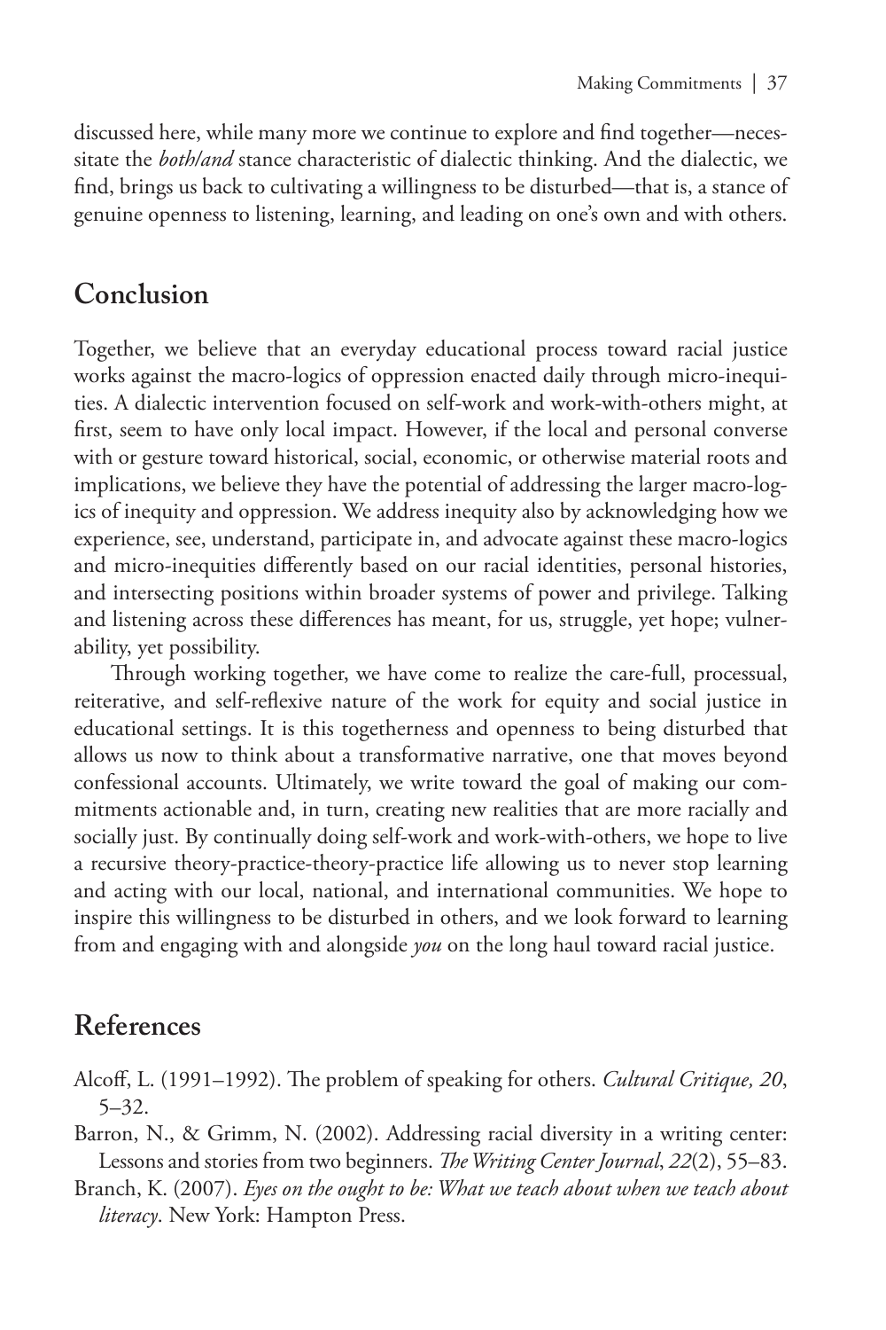discussed here, while many more we continue to explore and find together—necessitate the *both/and* stance characteristic of dialectic thinking. And the dialectic, we find, brings us back to cultivating a willingness to be disturbed—that is, a stance of genuine openness to listening, learning, and leading on one's own and with others.

## Conclusion

Together, we believe that an everyday educational process toward racial justice works against the macro-logics of oppression enacted daily through micro-inequities. A dialectic intervention focused on self-work and work-with-others might, at first, seem to have only local impact. However, if the local and personal converse with or gesture toward historical, social, economic, or otherwise material roots and implications, we believe they have the potential of addressing the larger macro-logics of inequity and oppression. We address inequity also by acknowledging how we experience, see, understand, participate in, and advocate against these macro-logics and micro-inequities differently based on our racial identities, personal histories, and intersecting positions within broader systems of power and privilege. Talking and listening across these differences has meant, for us, struggle, yet hope; vulnerability, yet possibility.

Through working together, we have come to realize the care-full, processual, reiterative, and self-reflexive nature of the work for equity and social justice in educational settings. It is this togetherness and openness to being disturbed that allows us now to think about a transformative narrative, one that moves beyond confessional accounts. Ultimately, we write toward the goal of making our commitments actionable and, in turn, creating new realities that are more racially and socially just. By continually doing self-work and work-with-others, we hope to live a recursive theory-practice-theory-practice life allowing us to never stop learning and acting with our local, national, and international communities. We hope to inspire this willingness to be disturbed in others, and we look forward to learning from and engaging with and alongside *you* on the long haul toward racial justice.

## References

Alcoff, L. (1991–1992). The problem of speaking for others. *Cultural Critique, 20*, 5–32.

Barron, N., & Grimm, N. (2002). Addressing racial diversity in a writing center: Lessons and stories from two beginners. *The Writing Center Journal*, *22*(2), 55–83.

Branch, K. (2007). *Eyes on the ought to be: What we teach about when we teach about literacy*. New York: Hampton Press.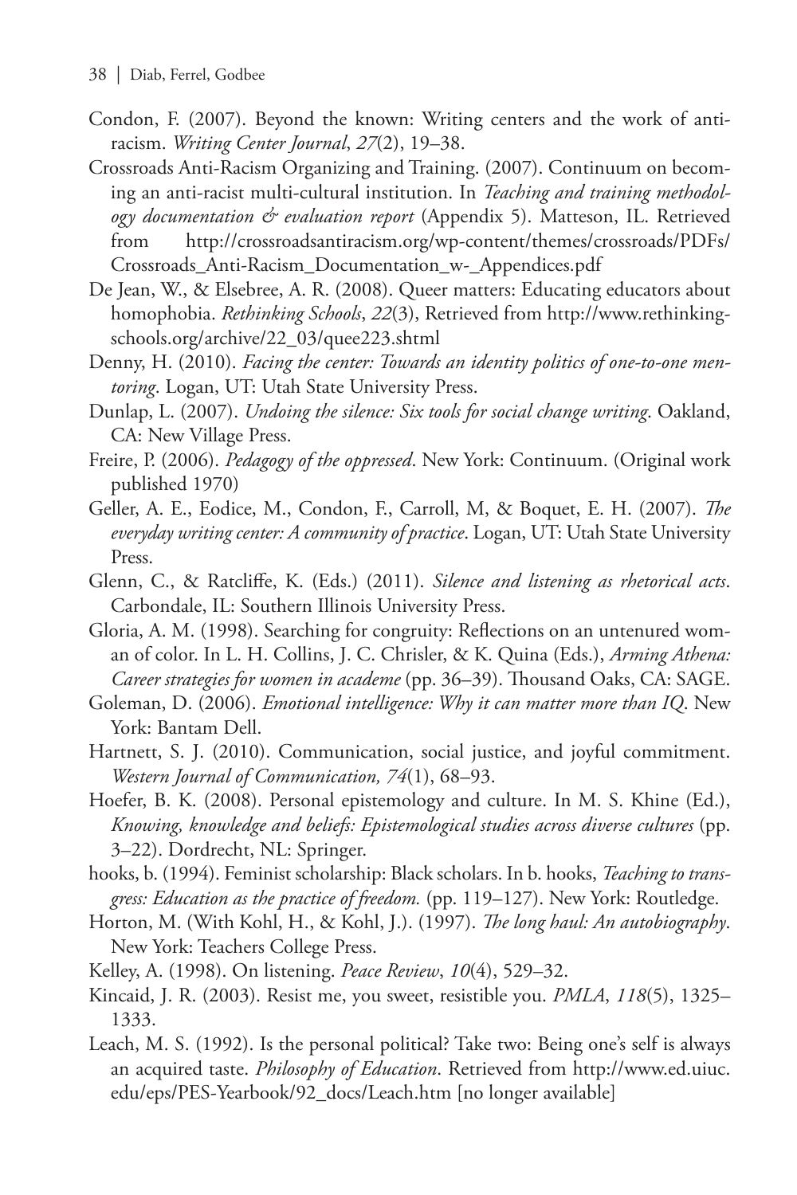Condon, F. (2007). Beyond the known: Writing centers and the work of anti-racism. *Writing Center Journal*, *27*(2), 19–38.

Crossroads Anti-Racism Organizing and Training. (2007). Continuum on becoming an anti-racist multi-cultural institution. In *Teaching and training methodology documentation & evaluation report* (Appendix 5). Matteson, IL. Retrieved from http://crossroadsantiracism.org/wp-content/themes/crossroads/PDFs/Crossroads_Anti-Racism_Documentation_w-_Appendices.pdf

De Jean, W., & Elsebree, A. R. (2008). Queer matters: Educating educators about homophobia. *Rethinking Schools*, *22*(3), Retrieved from http://www.rethinkingschools.org/archive/22_03/quee223.shtml

Denny, H. (2010). *Facing the center: Towards an identity politics of one-to-one mentoring*. Logan, UT: Utah State University Press.

Dunlap, L. (2007). *Undoing the silence: Six tools for social change writing*. Oakland, CA: New Village Press.

Freire, P. (2006). *Pedagogy of the oppressed*. New York: Continuum. (Original work published 1970)

Geller, A. E., Eodice, M., Condon, F., Carroll, M, & Boquet, E. H. (2007). *The everyday writing center: A community of practice*. Logan, UT: Utah State University Press.

Glenn, C., & Ratcliffe, K. (Eds.) (2011). *Silence and listening as rhetorical acts*. Carbondale, IL: Southern Illinois University Press.

Gloria, A. M. (1998). Searching for congruity: Reflections on an untenured woman of color. In L. H. Collins, J. C. Chrisler, & K. Quina (Eds.), *Arming Athena: Career strategies for women in academe* (pp. 36–39). Thousand Oaks, CA: SAGE.

Goleman, D. (2006). *Emotional intelligence: Why it can matter more than IQ*. New York: Bantam Dell.

Hartnett, S. J. (2010). Communication, social justice, and joyful commitment. *Western Journal of Communication, 74*(1), 68–93.

Hoefer, B. K. (2008). Personal epistemology and culture. In M. S. Khine (Ed.), *Knowing, knowledge and beliefs: Epistemological studies across diverse cultures* (pp. 3–22). Dordrecht, NL: Springer.

hooks, b. (1994). Feminist scholarship: Black scholars. In b. hooks, *Teaching to transgress: Education as the practice of freedom.* (pp. 119–127). New York: Routledge.

Horton, M. (With Kohl, H., & Kohl, J.). (1997). *The long haul: An autobiography*. New York: Teachers College Press.

Kelley, A. (1998). On listening. *Peace Review*, *10*(4), 529–32.

Kincaid, J. R. (2003). Resist me, you sweet, resistible you. *PMLA*, *118*(5), 1325–1333.

Leach, M. S. (1992). Is the personal political? Take two: Being one's self is always an acquired taste. *Philosophy of Education*. Retrieved from http://www.ed.uiuc.edu/eps/PES-Yearbook/92_docs/Leach.htm [no longer available]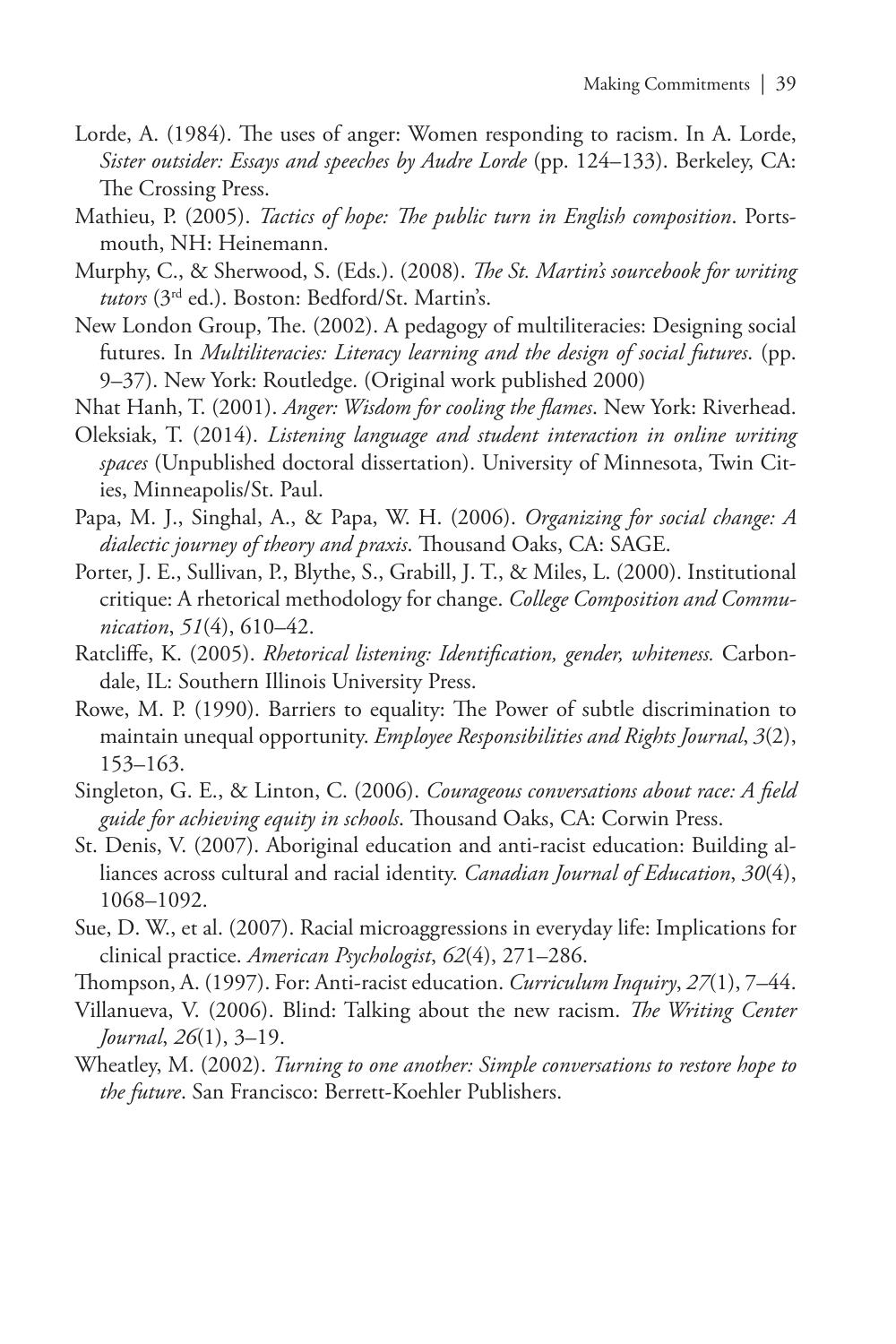Lorde, A. (1984). The uses of anger: Women responding to racism. In A. Lorde, *Sister outsider: Essays and speeches by Audre Lorde* (pp. 124–133). Berkeley, CA: The Crossing Press.

Mathieu, P. (2005). *Tactics of hope: The public turn in English composition*. Portsmouth, NH: Heinemann.

Murphy, C., & Sherwood, S. (Eds.). (2008). *The St. Martin's sourcebook for writing tutors* (3rd ed.). Boston: Bedford/St. Martin's.

New London Group, The. (2002). A pedagogy of multiliteracies: Designing social futures. In *Multiliteracies: Literacy learning and the design of social futures*. (pp. 9–37). New York: Routledge. (Original work published 2000)

Nhat Hanh, T. (2001). *Anger: Wisdom for cooling the flames*. New York: Riverhead.

Oleksiak, T. (2014). *Listening language and student interaction in online writing spaces* (Unpublished doctoral dissertation). University of Minnesota, Twin Cities, Minneapolis/St. Paul.

Papa, M. J., Singhal, A., & Papa, W. H. (2006). *Organizing for social change: A dialectic journey of theory and praxis*. Thousand Oaks, CA: SAGE.

Porter, J. E., Sullivan, P., Blythe, S., Grabill, J. T., & Miles, L. (2000). Institutional critique: A rhetorical methodology for change. *College Composition and Communication*, *51*(4), 610–42.

Ratcliffe, K. (2005). *Rhetorical listening: Identification, gender, whiteness.* Carbondale, IL: Southern Illinois University Press.

Rowe, M. P. (1990). Barriers to equality: The Power of subtle discrimination to maintain unequal opportunity. *Employee Responsibilities and Rights Journal*, *3*(2), 153–163.

Singleton, G. E., & Linton, C. (2006). *Courageous conversations about race: A field guide for achieving equity in schools*. Thousand Oaks, CA: Corwin Press.

St. Denis, V. (2007). Aboriginal education and anti-racist education: Building alliances across cultural and racial identity. *Canadian Journal of Education*, *30*(4), 1068–1092.

Sue, D. W., et al. (2007). Racial microaggressions in everyday life: Implications for clinical practice. *American Psychologist*, *62*(4), 271–286.

Thompson, A. (1997). For: Anti-racist education. *Curriculum Inquiry*, *27*(1), 7–44.

Villanueva, V. (2006). Blind: Talking about the new racism. *The Writing Center Journal*, *26*(1), 3–19.

Wheatley, M. (2002). *Turning to one another: Simple conversations to restore hope to the future*. San Francisco: Berrett-Koehler Publishers.